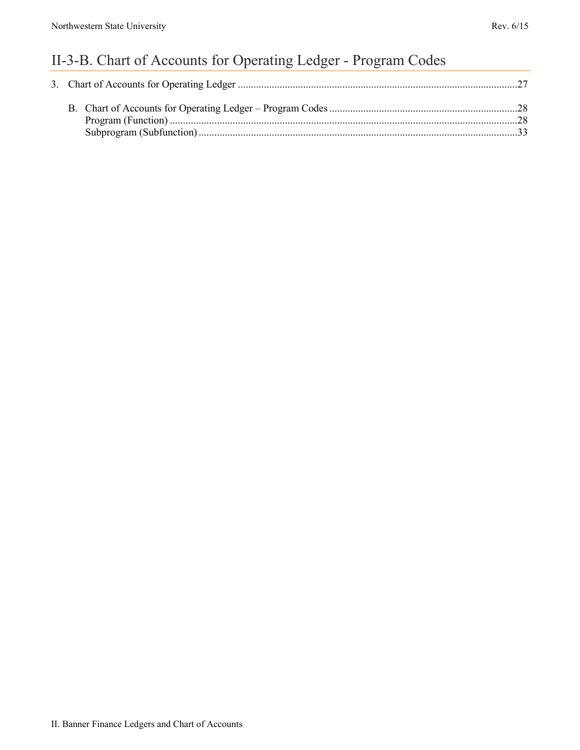# II-3-B. Chart of Accounts for Operating Ledger - Program Codes

3. Chart of Accounts for Operating Ledger ....................................................................................................27

   B. Chart of Accounts for Operating Ledger – Program Codes ...................................................................28
      Program (Function) ..............................................................................................................................28
      Subprogram (Subfunction) ....................................................................................................................33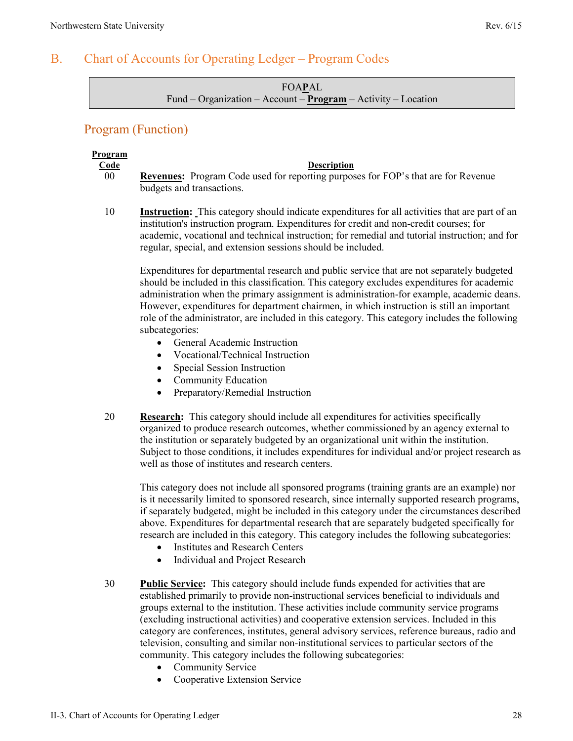## B. Chart of Accounts for Operating Ledger – Program Codes

FOA**P**AL
Fund – Organization – Account – **Program** – Activity – Location

### Program (Function)

| Program Code | Description |
|---|---|
| 00 | **Revenues:** Program Code used for reporting purposes for FOP's that are for Revenue budgets and transactions. |

**10 — Instruction:** This category should indicate expenditures for all activities that are part of an institution's instruction program. Expenditures for credit and non-credit courses; for academic, vocational and technical instruction; for remedial and tutorial instruction; and for regular, special, and extension sessions should be included.

Expenditures for departmental research and public service that are not separately budgeted should be included in this classification. This category excludes expenditures for academic administration when the primary assignment is administration-for example, academic deans. However, expenditures for department chairmen, in which instruction is still an important role of the administrator, are included in this category. This category includes the following subcategories:

- General Academic Instruction
- Vocational/Technical Instruction
- Special Session Instruction
- Community Education
- Preparatory/Remedial Instruction

**20 — Research:** This category should include all expenditures for activities specifically organized to produce research outcomes, whether commissioned by an agency external to the institution or separately budgeted by an organizational unit within the institution. Subject to those conditions, it includes expenditures for individual and/or project research as well as those of institutes and research centers.

This category does not include all sponsored programs (training grants are an example) nor is it necessarily limited to sponsored research, since internally supported research programs, if separately budgeted, might be included in this category under the circumstances described above. Expenditures for departmental research that are separately budgeted specifically for research are included in this category. This category includes the following subcategories:

- Institutes and Research Centers
- Individual and Project Research

**30 — Public Service:** This category should include funds expended for activities that are established primarily to provide non-instructional services beneficial to individuals and groups external to the institution. These activities include community service programs (excluding instructional activities) and cooperative extension services. Included in this category are conferences, institutes, general advisory services, reference bureaus, radio and television, consulting and similar non-institutional services to particular sectors of the community. This category includes the following subcategories:

- Community Service
- Cooperative Extension Service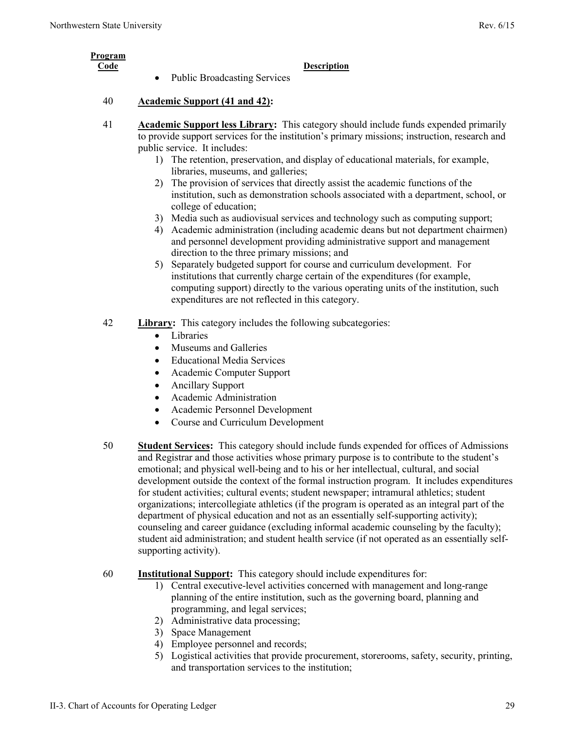| Program Code | Description |
|---|---|

- Public Broadcasting Services

40 **Academic Support (41 and 42):**

41 **Academic Support less Library:** This category should include funds expended primarily to provide support services for the institution's primary missions; instruction, research and public service. It includes:

1) The retention, preservation, and display of educational materials, for example, libraries, museums, and galleries;
2) The provision of services that directly assist the academic functions of the institution, such as demonstration schools associated with a department, school, or college of education;
3) Media such as audiovisual services and technology such as computing support;
4) Academic administration (including academic deans but not department chairmen) and personnel development providing administrative support and management direction to the three primary missions; and
5) Separately budgeted support for course and curriculum development. For institutions that currently charge certain of the expenditures (for example, computing support) directly to the various operating units of the institution, such expenditures are not reflected in this category.

42 **Library:** This category includes the following subcategories:

- Libraries
- Museums and Galleries
- Educational Media Services
- Academic Computer Support
- Ancillary Support
- Academic Administration
- Academic Personnel Development
- Course and Curriculum Development

50 **Student Services:** This category should include funds expended for offices of Admissions and Registrar and those activities whose primary purpose is to contribute to the student's emotional; and physical well-being and to his or her intellectual, cultural, and social development outside the context of the formal instruction program. It includes expenditures for student activities; cultural events; student newspaper; intramural athletics; student organizations; intercollegiate athletics (if the program is operated as an integral part of the department of physical education and not as an essentially self-supporting activity); counseling and career guidance (excluding informal academic counseling by the faculty); student aid administration; and student health service (if not operated as an essentially self-supporting activity).

60 **Institutional Support:** This category should include expenditures for:

1) Central executive-level activities concerned with management and long-range planning of the entire institution, such as the governing board, planning and programming, and legal services;
2) Administrative data processing;
3) Space Management
4) Employee personnel and records;
5) Logistical activities that provide procurement, storerooms, safety, security, printing, and transportation services to the institution;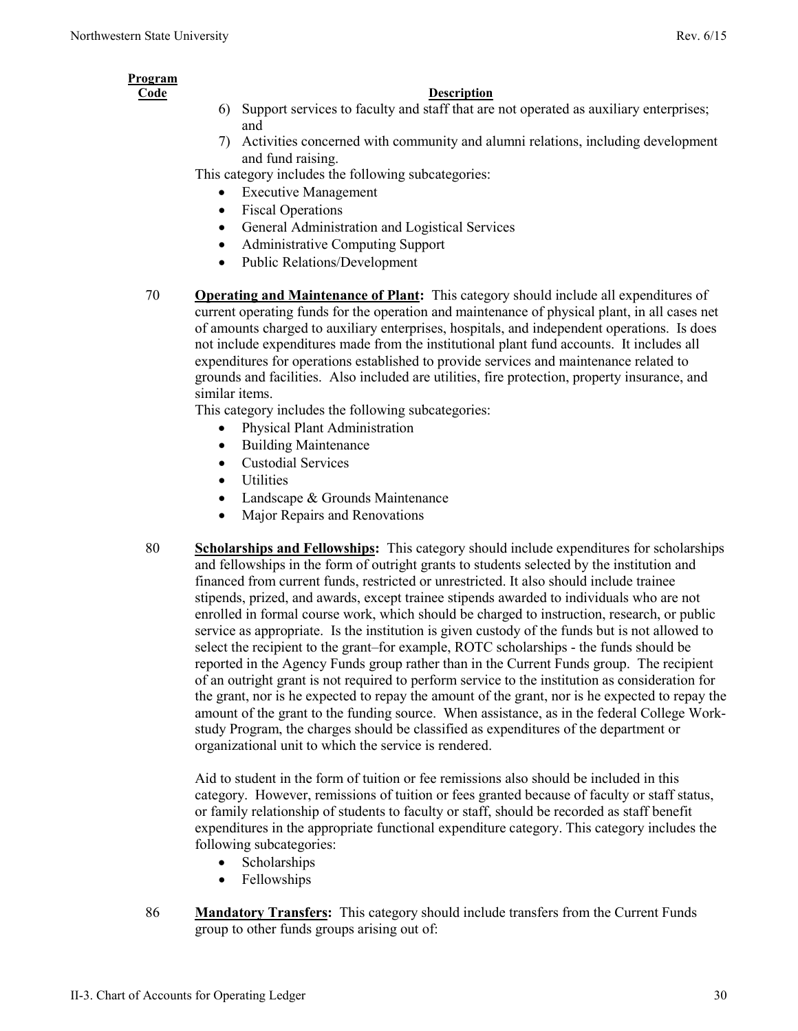| Program Code | Description |
|---|---|

6) Support services to faculty and staff that are not operated as auxiliary enterprises; and
7) Activities concerned with community and alumni relations, including development and fund raising.

This category includes the following subcategories:

- Executive Management
- Fiscal Operations
- General Administration and Logistical Services
- Administrative Computing Support
- Public Relations/Development

70 **Operating and Maintenance of Plant:** This category should include all expenditures of current operating funds for the operation and maintenance of physical plant, in all cases net of amounts charged to auxiliary enterprises, hospitals, and independent operations. Is does not include expenditures made from the institutional plant fund accounts. It includes all expenditures for operations established to provide services and maintenance related to grounds and facilities. Also included are utilities, fire protection, property insurance, and similar items.

This category includes the following subcategories:

- Physical Plant Administration
- Building Maintenance
- Custodial Services
- Utilities
- Landscape & Grounds Maintenance
- Major Repairs and Renovations

80 **Scholarships and Fellowships:** This category should include expenditures for scholarships and fellowships in the form of outright grants to students selected by the institution and financed from current funds, restricted or unrestricted. It also should include trainee stipends, prized, and awards, except trainee stipends awarded to individuals who are not enrolled in formal course work, which should be charged to instruction, research, or public service as appropriate. Is the institution is given custody of the funds but is not allowed to select the recipient to the grant–for example, ROTC scholarships - the funds should be reported in the Agency Funds group rather than in the Current Funds group. The recipient of an outright grant is not required to perform service to the institution as consideration for the grant, nor is he expected to repay the amount of the grant, nor is he expected to repay the amount of the grant to the funding source. When assistance, as in the federal College Work-study Program, the charges should be classified as expenditures of the department or organizational unit to which the service is rendered.

Aid to student in the form of tuition or fee remissions also should be included in this category. However, remissions of tuition or fees granted because of faculty or staff status, or family relationship of students to faculty or staff, should be recorded as staff benefit expenditures in the appropriate functional expenditure category. This category includes the following subcategories:

- Scholarships
- Fellowships

86 **Mandatory Transfers:** This category should include transfers from the Current Funds group to other funds groups arising out of: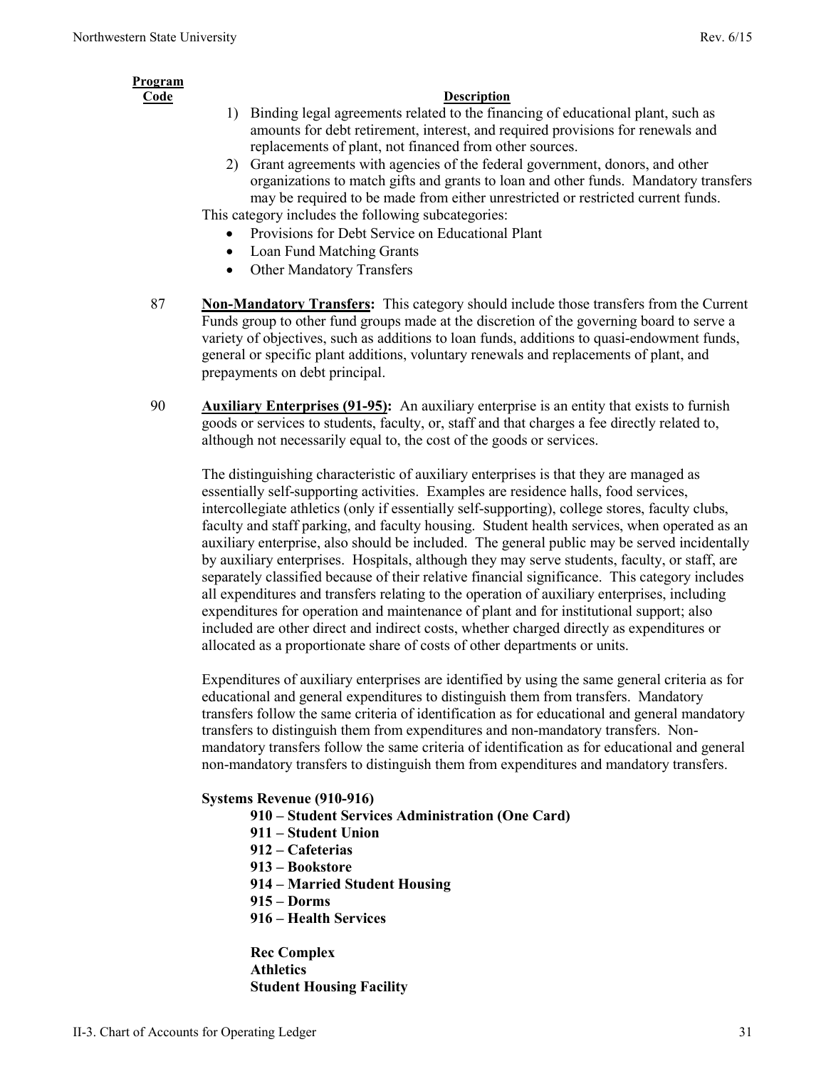| **Program Code** | **Description** |
|---|---|

1) Binding legal agreements related to the financing of educational plant, such as amounts for debt retirement, interest, and required provisions for renewals and replacements of plant, not financed from other sources.
2) Grant agreements with agencies of the federal government, donors, and other organizations to match gifts and grants to loan and other funds. Mandatory transfers may be required to be made from either unrestricted or restricted current funds.

This category includes the following subcategories:

- Provisions for Debt Service on Educational Plant
- Loan Fund Matching Grants
- Other Mandatory Transfers

87 **Non-Mandatory Transfers:** This category should include those transfers from the Current Funds group to other fund groups made at the discretion of the governing board to serve a variety of objectives, such as additions to loan funds, additions to quasi-endowment funds, general or specific plant additions, voluntary renewals and replacements of plant, and prepayments on debt principal.

90 **Auxiliary Enterprises (91-95):** An auxiliary enterprise is an entity that exists to furnish goods or services to students, faculty, or, staff and that charges a fee directly related to, although not necessarily equal to, the cost of the goods or services.

The distinguishing characteristic of auxiliary enterprises is that they are managed as essentially self-supporting activities. Examples are residence halls, food services, intercollegiate athletics (only if essentially self-supporting), college stores, faculty clubs, faculty and staff parking, and faculty housing. Student health services, when operated as an auxiliary enterprise, also should be included. The general public may be served incidentally by auxiliary enterprises. Hospitals, although they may serve students, faculty, or staff, are separately classified because of their relative financial significance. This category includes all expenditures and transfers relating to the operation of auxiliary enterprises, including expenditures for operation and maintenance of plant and for institutional support; also included are other direct and indirect costs, whether charged directly as expenditures or allocated as a proportionate share of costs of other departments or units.

Expenditures of auxiliary enterprises are identified by using the same general criteria as for educational and general expenditures to distinguish them from transfers. Mandatory transfers follow the same criteria of identification as for educational and general mandatory transfers to distinguish them from expenditures and non-mandatory transfers. Non-mandatory transfers follow the same criteria of identification as for educational and general non-mandatory transfers to distinguish them from expenditures and mandatory transfers.

**Systems Revenue (910-916)**

**910 – Student Services Administration (One Card)**
**911 – Student Union**
**912 – Cafeterias**
**913 – Bookstore**
**914 – Married Student Housing**
**915 – Dorms**
**916 – Health Services**

**Rec Complex**
**Athletics**
**Student Housing Facility**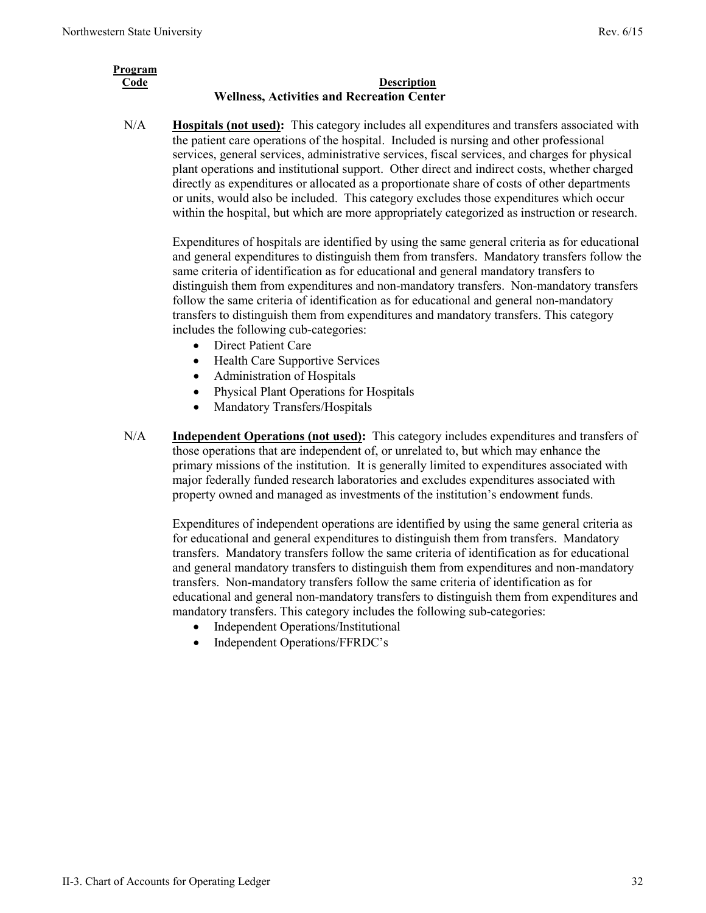| Program Code | Description |
|---|---|
| | **Wellness, Activities and Recreation Center** |
| N/A | **Hospitals (not used):** This category includes all expenditures and transfers associated with the patient care operations of the hospital. Included is nursing and other professional services, general services, administrative services, fiscal services, and charges for physical plant operations and institutional support. Other direct and indirect costs, whether charged directly as expenditures or allocated as a proportionate share of costs of other departments or units, would also be included. This category excludes those expenditures which occur within the hospital, but which are more appropriately categorized as instruction or research. |

Expenditures of hospitals are identified by using the same general criteria as for educational and general expenditures to distinguish them from transfers. Mandatory transfers follow the same criteria of identification as for educational and general mandatory transfers to distinguish them from expenditures and non-mandatory transfers. Non-mandatory transfers follow the same criteria of identification as for educational and general non-mandatory transfers to distinguish them from expenditures and mandatory transfers. This category includes the following cub-categories:

- Direct Patient Care
- Health Care Supportive Services
- Administration of Hospitals
- Physical Plant Operations for Hospitals
- Mandatory Transfers/Hospitals

| Program Code | Description |
|---|---|
| N/A | **Independent Operations (not used):** This category includes expenditures and transfers of those operations that are independent of, or unrelated to, but which may enhance the primary missions of the institution. It is generally limited to expenditures associated with major federally funded research laboratories and excludes expenditures associated with property owned and managed as investments of the institution's endowment funds. |

Expenditures of independent operations are identified by using the same general criteria as for educational and general expenditures to distinguish them from transfers. Mandatory transfers. Mandatory transfers follow the same criteria of identification as for educational and general mandatory transfers to distinguish them from expenditures and non-mandatory transfers. Non-mandatory transfers follow the same criteria of identification as for educational and general non-mandatory transfers to distinguish them from expenditures and mandatory transfers. This category includes the following sub-categories:

- Independent Operations/Institutional
- Independent Operations/FFRDC's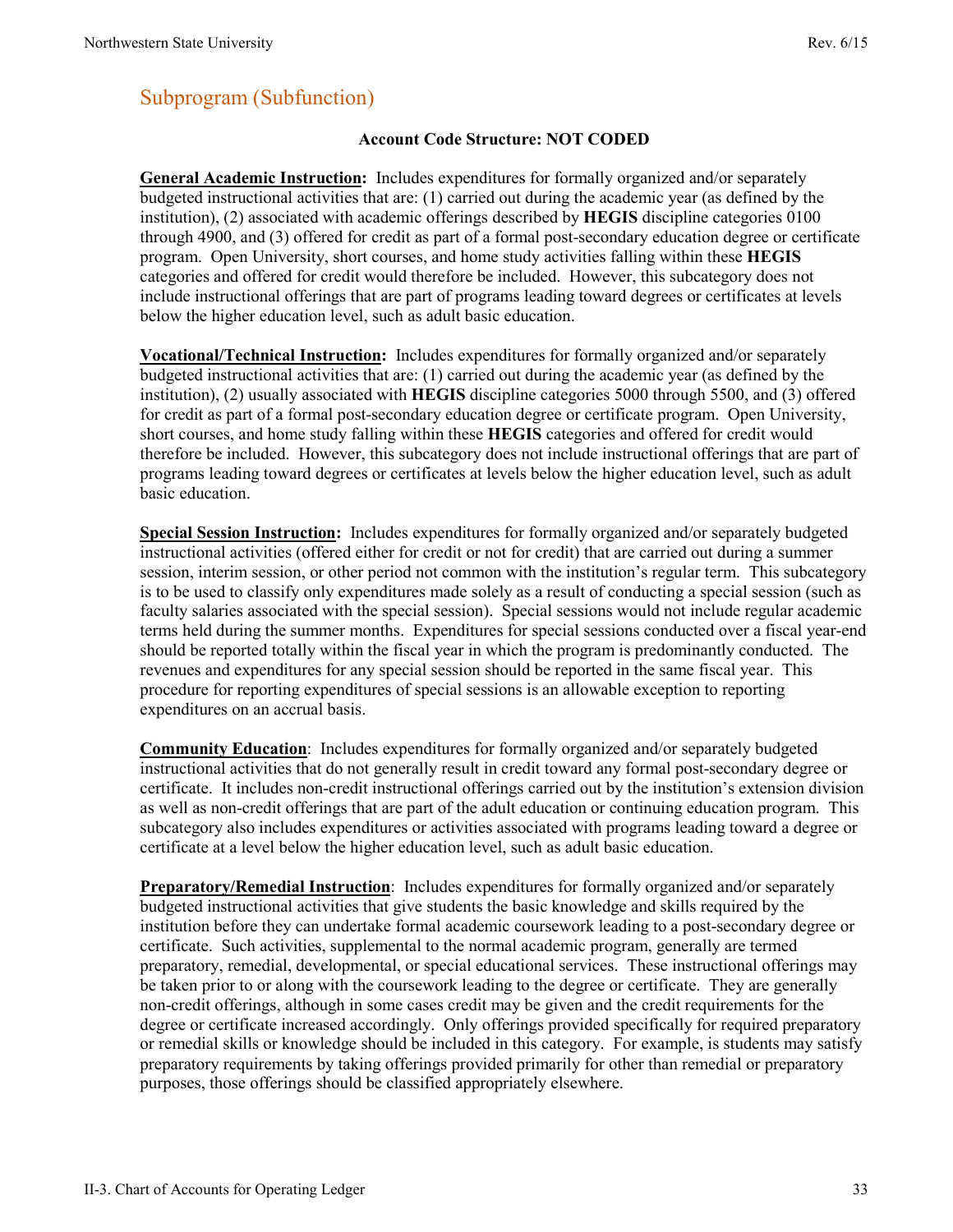## Subprogram (Subfunction)

**Account Code Structure: NOT CODED**

**General Academic Instruction:** Includes expenditures for formally organized and/or separately budgeted instructional activities that are: (1) carried out during the academic year (as defined by the institution), (2) associated with academic offerings described by **HEGIS** discipline categories 0100 through 4900, and (3) offered for credit as part of a formal post-secondary education degree or certificate program. Open University, short courses, and home study activities falling within these **HEGIS** categories and offered for credit would therefore be included. However, this subcategory does not include instructional offerings that are part of programs leading toward degrees or certificates at levels below the higher education level, such as adult basic education.

**Vocational/Technical Instruction:** Includes expenditures for formally organized and/or separately budgeted instructional activities that are: (1) carried out during the academic year (as defined by the institution), (2) usually associated with **HEGIS** discipline categories 5000 through 5500, and (3) offered for credit as part of a formal post-secondary education degree or certificate program. Open University, short courses, and home study falling within these **HEGIS** categories and offered for credit would therefore be included. However, this subcategory does not include instructional offerings that are part of programs leading toward degrees or certificates at levels below the higher education level, such as adult basic education.

**Special Session Instruction:** Includes expenditures for formally organized and/or separately budgeted instructional activities (offered either for credit or not for credit) that are carried out during a summer session, interim session, or other period not common with the institution's regular term. This subcategory is to be used to classify only expenditures made solely as a result of conducting a special session (such as faculty salaries associated with the special session). Special sessions would not include regular academic terms held during the summer months. Expenditures for special sessions conducted over a fiscal year-end should be reported totally within the fiscal year in which the program is predominantly conducted. The revenues and expenditures for any special session should be reported in the same fiscal year. This procedure for reporting expenditures of special sessions is an allowable exception to reporting expenditures on an accrual basis.

**Community Education**: Includes expenditures for formally organized and/or separately budgeted instructional activities that do not generally result in credit toward any formal post-secondary degree or certificate. It includes non-credit instructional offerings carried out by the institution's extension division as well as non-credit offerings that are part of the adult education or continuing education program. This subcategory also includes expenditures or activities associated with programs leading toward a degree or certificate at a level below the higher education level, such as adult basic education.

**Preparatory/Remedial Instruction**: Includes expenditures for formally organized and/or separately budgeted instructional activities that give students the basic knowledge and skills required by the institution before they can undertake formal academic coursework leading to a post-secondary degree or certificate. Such activities, supplemental to the normal academic program, generally are termed preparatory, remedial, developmental, or special educational services. These instructional offerings may be taken prior to or along with the coursework leading to the degree or certificate. They are generally non-credit offerings, although in some cases credit may be given and the credit requirements for the degree or certificate increased accordingly. Only offerings provided specifically for required preparatory or remedial skills or knowledge should be included in this category. For example, is students may satisfy preparatory requirements by taking offerings provided primarily for other than remedial or preparatory purposes, those offerings should be classified appropriately elsewhere.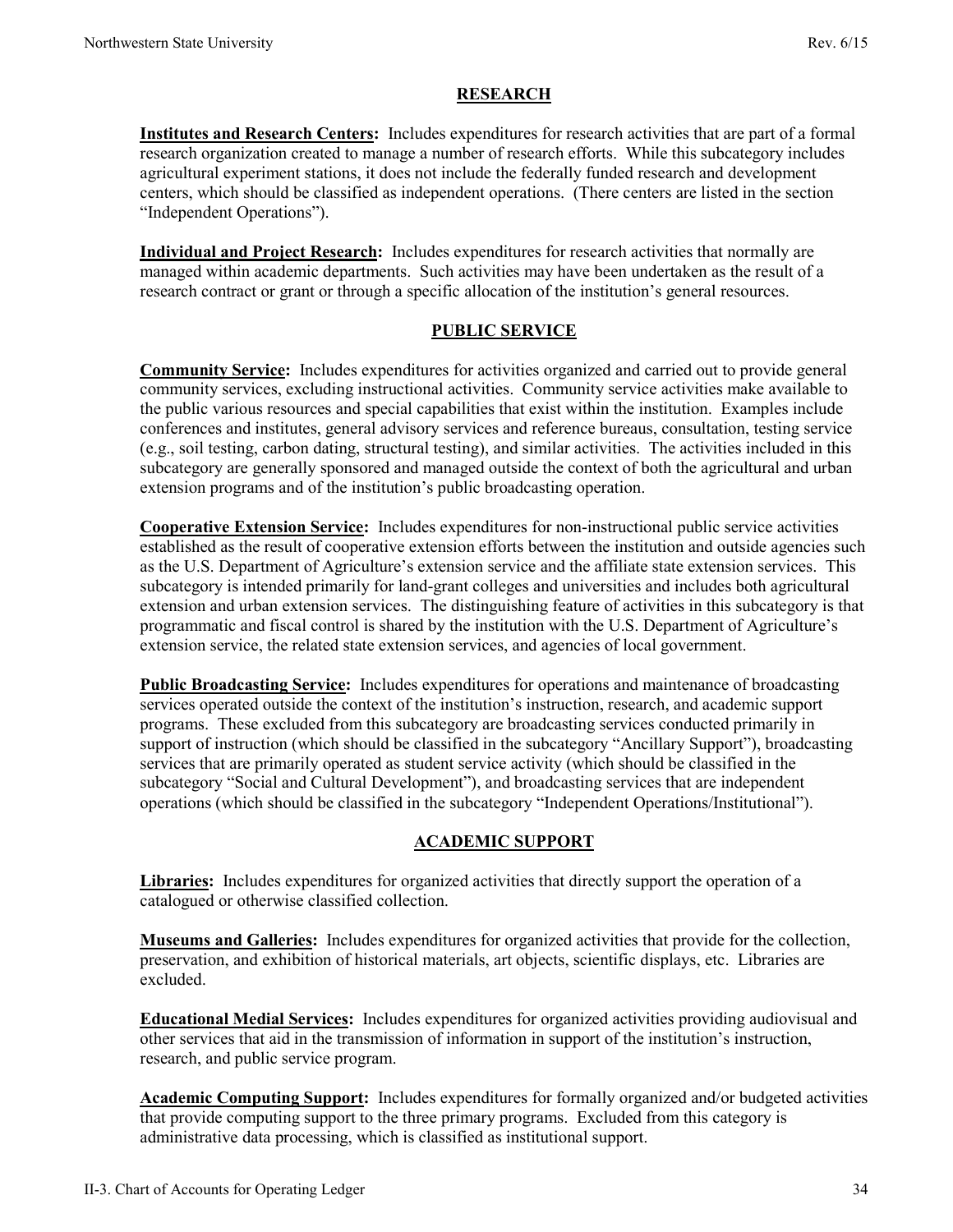## RESEARCH

**Institutes and Research Centers:** Includes expenditures for research activities that are part of a formal research organization created to manage a number of research efforts. While this subcategory includes agricultural experiment stations, it does not include the federally funded research and development centers, which should be classified as independent operations. (There centers are listed in the section "Independent Operations").

**Individual and Project Research:** Includes expenditures for research activities that normally are managed within academic departments. Such activities may have been undertaken as the result of a research contract or grant or through a specific allocation of the institution's general resources.

## PUBLIC SERVICE

**Community Service:** Includes expenditures for activities organized and carried out to provide general community services, excluding instructional activities. Community service activities make available to the public various resources and special capabilities that exist within the institution. Examples include conferences and institutes, general advisory services and reference bureaus, consultation, testing service (e.g., soil testing, carbon dating, structural testing), and similar activities. The activities included in this subcategory are generally sponsored and managed outside the context of both the agricultural and urban extension programs and of the institution's public broadcasting operation.

**Cooperative Extension Service:** Includes expenditures for non-instructional public service activities established as the result of cooperative extension efforts between the institution and outside agencies such as the U.S. Department of Agriculture's extension service and the affiliate state extension services. This subcategory is intended primarily for land-grant colleges and universities and includes both agricultural extension and urban extension services. The distinguishing feature of activities in this subcategory is that programmatic and fiscal control is shared by the institution with the U.S. Department of Agriculture's extension service, the related state extension services, and agencies of local government.

**Public Broadcasting Service:** Includes expenditures for operations and maintenance of broadcasting services operated outside the context of the institution's instruction, research, and academic support programs. These excluded from this subcategory are broadcasting services conducted primarily in support of instruction (which should be classified in the subcategory "Ancillary Support"), broadcasting services that are primarily operated as student service activity (which should be classified in the subcategory "Social and Cultural Development"), and broadcasting services that are independent operations (which should be classified in the subcategory "Independent Operations/Institutional").

## ACADEMIC SUPPORT

**Libraries:** Includes expenditures for organized activities that directly support the operation of a catalogued or otherwise classified collection.

**Museums and Galleries:** Includes expenditures for organized activities that provide for the collection, preservation, and exhibition of historical materials, art objects, scientific displays, etc. Libraries are excluded.

**Educational Medial Services:** Includes expenditures for organized activities providing audiovisual and other services that aid in the transmission of information in support of the institution's instruction, research, and public service program.

**Academic Computing Support:** Includes expenditures for formally organized and/or budgeted activities that provide computing support to the three primary programs. Excluded from this category is administrative data processing, which is classified as institutional support.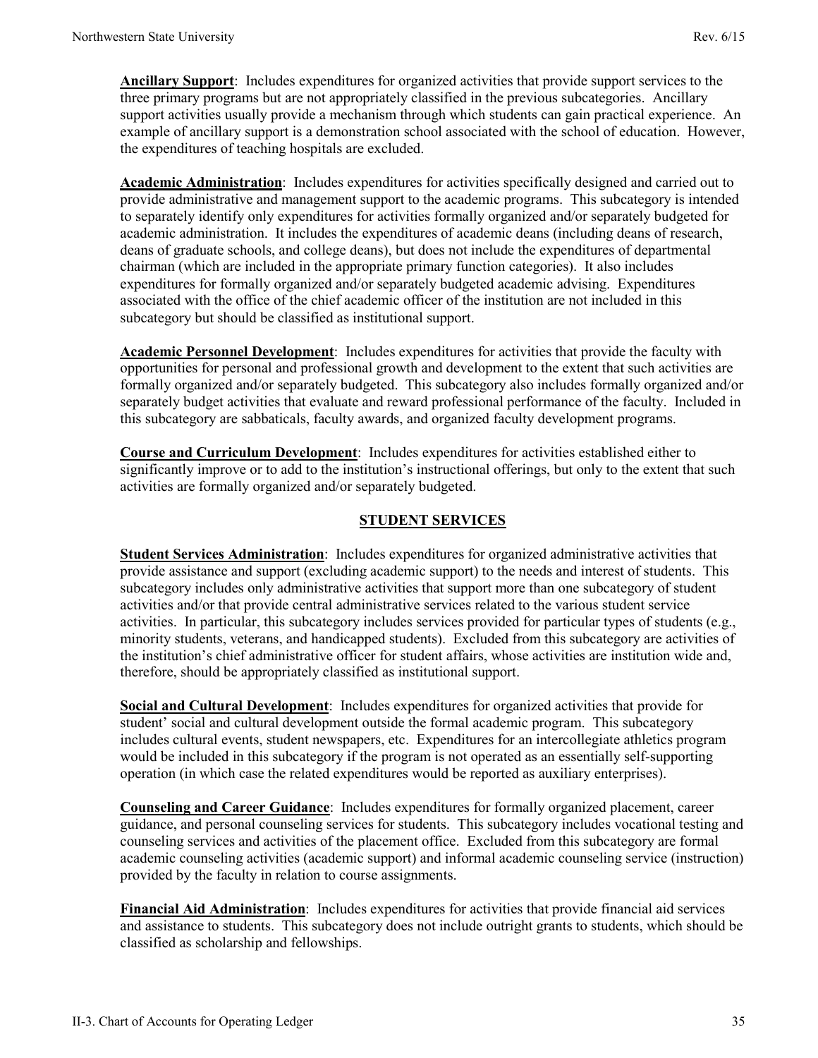**Ancillary Support**: Includes expenditures for organized activities that provide support services to the three primary programs but are not appropriately classified in the previous subcategories. Ancillary support activities usually provide a mechanism through which students can gain practical experience. An example of ancillary support is a demonstration school associated with the school of education. However, the expenditures of teaching hospitals are excluded.

**Academic Administration**: Includes expenditures for activities specifically designed and carried out to provide administrative and management support to the academic programs. This subcategory is intended to separately identify only expenditures for activities formally organized and/or separately budgeted for academic administration. It includes the expenditures of academic deans (including deans of research, deans of graduate schools, and college deans), but does not include the expenditures of departmental chairman (which are included in the appropriate primary function categories). It also includes expenditures for formally organized and/or separately budgeted academic advising. Expenditures associated with the office of the chief academic officer of the institution are not included in this subcategory but should be classified as institutional support.

**Academic Personnel Development**: Includes expenditures for activities that provide the faculty with opportunities for personal and professional growth and development to the extent that such activities are formally organized and/or separately budgeted. This subcategory also includes formally organized and/or separately budget activities that evaluate and reward professional performance of the faculty. Included in this subcategory are sabbaticals, faculty awards, and organized faculty development programs.

**Course and Curriculum Development**: Includes expenditures for activities established either to significantly improve or to add to the institution's instructional offerings, but only to the extent that such activities are formally organized and/or separately budgeted.

## STUDENT SERVICES

**Student Services Administration**: Includes expenditures for organized administrative activities that provide assistance and support (excluding academic support) to the needs and interest of students. This subcategory includes only administrative activities that support more than one subcategory of student activities and/or that provide central administrative services related to the various student service activities. In particular, this subcategory includes services provided for particular types of students (e.g., minority students, veterans, and handicapped students). Excluded from this subcategory are activities of the institution's chief administrative officer for student affairs, whose activities are institution wide and, therefore, should be appropriately classified as institutional support.

**Social and Cultural Development**: Includes expenditures for organized activities that provide for student' social and cultural development outside the formal academic program. This subcategory includes cultural events, student newspapers, etc. Expenditures for an intercollegiate athletics program would be included in this subcategory if the program is not operated as an essentially self-supporting operation (in which case the related expenditures would be reported as auxiliary enterprises).

**Counseling and Career Guidance**: Includes expenditures for formally organized placement, career guidance, and personal counseling services for students. This subcategory includes vocational testing and counseling services and activities of the placement office. Excluded from this subcategory are formal academic counseling activities (academic support) and informal academic counseling service (instruction) provided by the faculty in relation to course assignments.

**Financial Aid Administration**: Includes expenditures for activities that provide financial aid services and assistance to students. This subcategory does not include outright grants to students, which should be classified as scholarship and fellowships.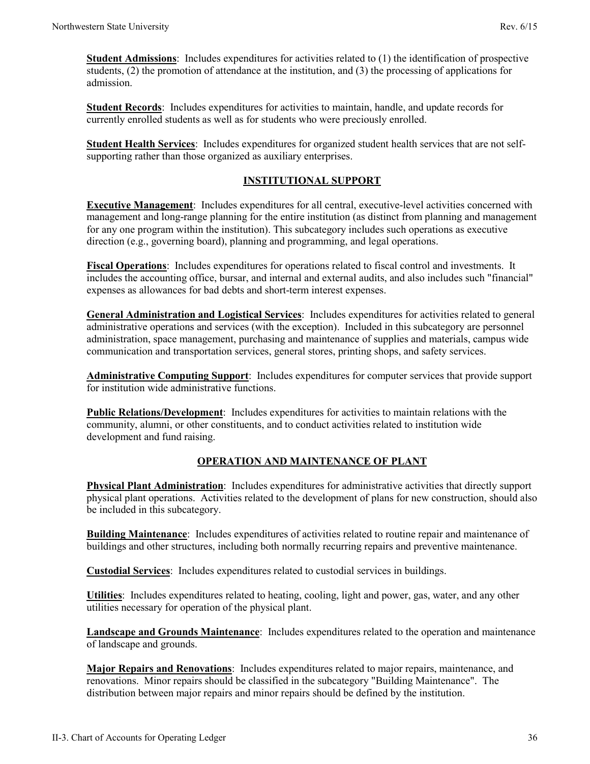**Student Admissions**: Includes expenditures for activities related to (1) the identification of prospective students, (2) the promotion of attendance at the institution, and (3) the processing of applications for admission.

**Student Records**: Includes expenditures for activities to maintain, handle, and update records for currently enrolled students as well as for students who were preciously enrolled.

**Student Health Services**: Includes expenditures for organized student health services that are not self-supporting rather than those organized as auxiliary enterprises.

## INSTITUTIONAL SUPPORT

**Executive Management**: Includes expenditures for all central, executive-level activities concerned with management and long-range planning for the entire institution (as distinct from planning and management for any one program within the institution). This subcategory includes such operations as executive direction (e.g., governing board), planning and programming, and legal operations.

**Fiscal Operations**: Includes expenditures for operations related to fiscal control and investments. It includes the accounting office, bursar, and internal and external audits, and also includes such "financial" expenses as allowances for bad debts and short-term interest expenses.

**General Administration and Logistical Services**: Includes expenditures for activities related to general administrative operations and services (with the exception). Included in this subcategory are personnel administration, space management, purchasing and maintenance of supplies and materials, campus wide communication and transportation services, general stores, printing shops, and safety services.

**Administrative Computing Support**: Includes expenditures for computer services that provide support for institution wide administrative functions.

**Public Relations/Development**: Includes expenditures for activities to maintain relations with the community, alumni, or other constituents, and to conduct activities related to institution wide development and fund raising.

## OPERATION AND MAINTENANCE OF PLANT

**Physical Plant Administration**: Includes expenditures for administrative activities that directly support physical plant operations. Activities related to the development of plans for new construction, should also be included in this subcategory.

**Building Maintenance**: Includes expenditures of activities related to routine repair and maintenance of buildings and other structures, including both normally recurring repairs and preventive maintenance.

**Custodial Services**: Includes expenditures related to custodial services in buildings.

**Utilities**: Includes expenditures related to heating, cooling, light and power, gas, water, and any other utilities necessary for operation of the physical plant.

**Landscape and Grounds Maintenance**: Includes expenditures related to the operation and maintenance of landscape and grounds.

**Major Repairs and Renovations**: Includes expenditures related to major repairs, maintenance, and renovations. Minor repairs should be classified in the subcategory "Building Maintenance". The distribution between major repairs and minor repairs should be defined by the institution.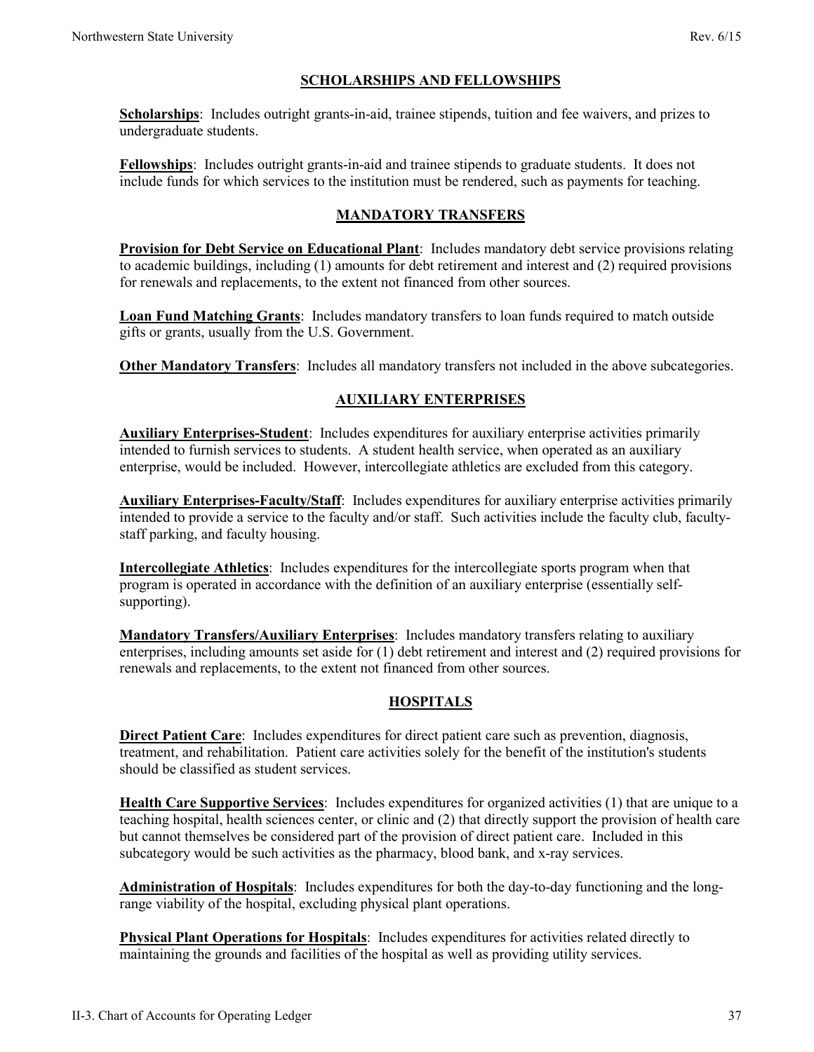## SCHOLARSHIPS AND FELLOWSHIPS

**Scholarships**: Includes outright grants-in-aid, trainee stipends, tuition and fee waivers, and prizes to undergraduate students.

**Fellowships**: Includes outright grants-in-aid and trainee stipends to graduate students. It does not include funds for which services to the institution must be rendered, such as payments for teaching.

## MANDATORY TRANSFERS

**Provision for Debt Service on Educational Plant**: Includes mandatory debt service provisions relating to academic buildings, including (1) amounts for debt retirement and interest and (2) required provisions for renewals and replacements, to the extent not financed from other sources.

**Loan Fund Matching Grants**: Includes mandatory transfers to loan funds required to match outside gifts or grants, usually from the U.S. Government.

**Other Mandatory Transfers**: Includes all mandatory transfers not included in the above subcategories.

## AUXILIARY ENTERPRISES

**Auxiliary Enterprises-Student**: Includes expenditures for auxiliary enterprise activities primarily intended to furnish services to students. A student health service, when operated as an auxiliary enterprise, would be included. However, intercollegiate athletics are excluded from this category.

**Auxiliary Enterprises-Faculty/Staff**: Includes expenditures for auxiliary enterprise activities primarily intended to provide a service to the faculty and/or staff. Such activities include the faculty club, faculty-staff parking, and faculty housing.

**Intercollegiate Athletics**: Includes expenditures for the intercollegiate sports program when that program is operated in accordance with the definition of an auxiliary enterprise (essentially self-supporting).

**Mandatory Transfers/Auxiliary Enterprises**: Includes mandatory transfers relating to auxiliary enterprises, including amounts set aside for (1) debt retirement and interest and (2) required provisions for renewals and replacements, to the extent not financed from other sources.

## HOSPITALS

**Direct Patient Care**: Includes expenditures for direct patient care such as prevention, diagnosis, treatment, and rehabilitation. Patient care activities solely for the benefit of the institution's students should be classified as student services.

**Health Care Supportive Services**: Includes expenditures for organized activities (1) that are unique to a teaching hospital, health sciences center, or clinic and (2) that directly support the provision of health care but cannot themselves be considered part of the provision of direct patient care. Included in this subcategory would be such activities as the pharmacy, blood bank, and x-ray services.

**Administration of Hospitals**: Includes expenditures for both the day-to-day functioning and the long-range viability of the hospital, excluding physical plant operations.

**Physical Plant Operations for Hospitals**: Includes expenditures for activities related directly to maintaining the grounds and facilities of the hospital as well as providing utility services.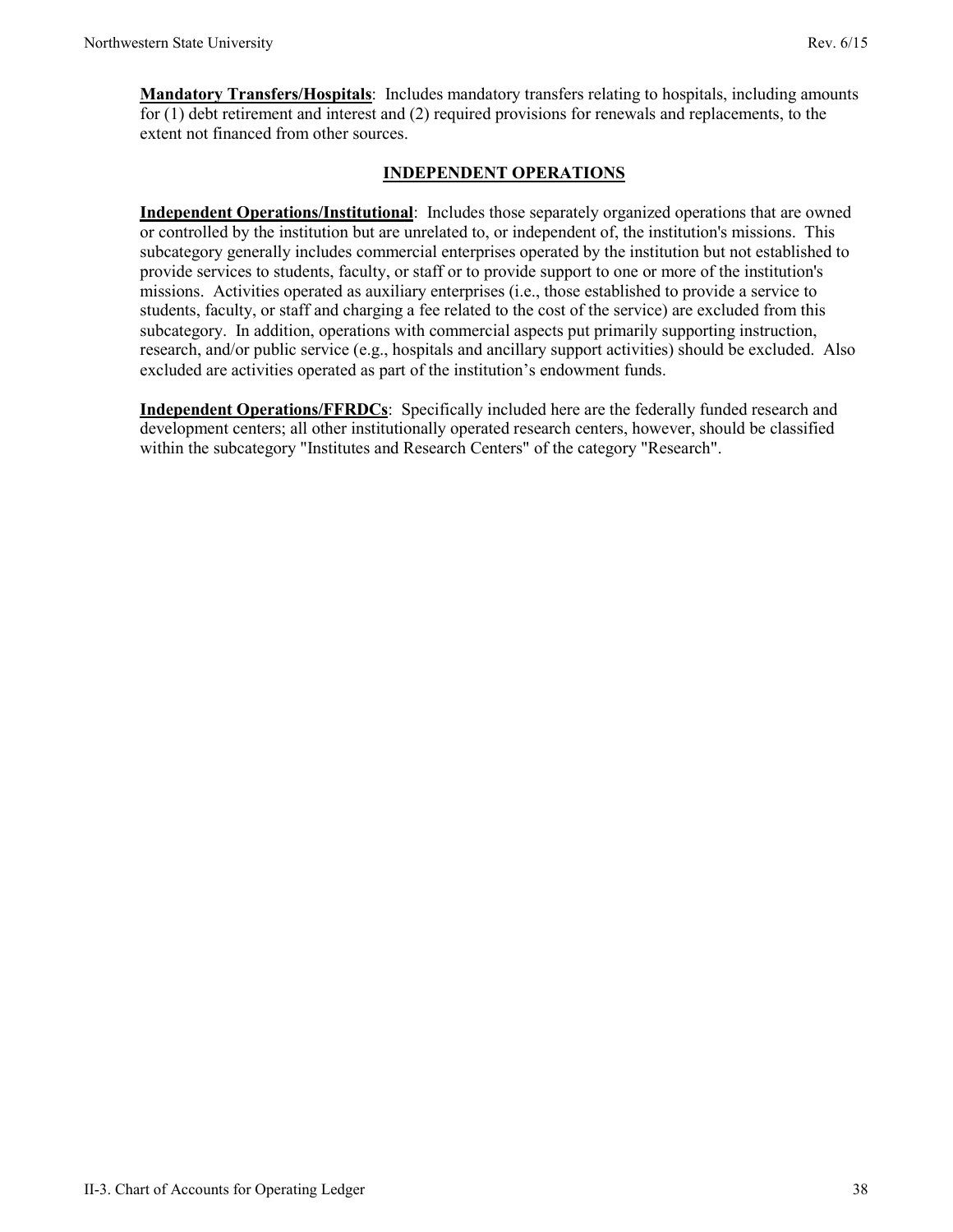**Mandatory Transfers/Hospitals**: Includes mandatory transfers relating to hospitals, including amounts for (1) debt retirement and interest and (2) required provisions for renewals and replacements, to the extent not financed from other sources.

## INDEPENDENT OPERATIONS

**Independent Operations/Institutional**: Includes those separately organized operations that are owned or controlled by the institution but are unrelated to, or independent of, the institution's missions. This subcategory generally includes commercial enterprises operated by the institution but not established to provide services to students, faculty, or staff or to provide support to one or more of the institution's missions. Activities operated as auxiliary enterprises (i.e., those established to provide a service to students, faculty, or staff and charging a fee related to the cost of the service) are excluded from this subcategory. In addition, operations with commercial aspects put primarily supporting instruction, research, and/or public service (e.g., hospitals and ancillary support activities) should be excluded. Also excluded are activities operated as part of the institution's endowment funds.

**Independent Operations/FFRDCs**: Specifically included here are the federally funded research and development centers; all other institutionally operated research centers, however, should be classified within the subcategory "Institutes and Research Centers" of the category "Research".